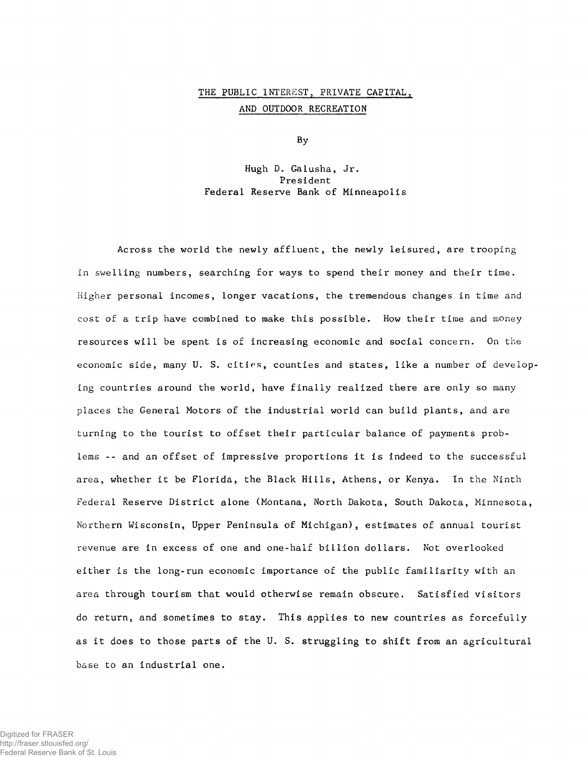# THE PUBLIC INTEREST, PRIVATE CAPITAL, AND OUTDOOR RECREATION

By

Hugh D. Galusha, Jr.
President
Federal Reserve Bank of Minneapolis

Across the world the newly affluent, the newly leisured, are trooping in swelling numbers, searching for ways to spend their money and their time. Higher personal incomes, longer vacations, the tremendous changes in time and cost of a trip have combined to make this possible. How their time and money resources will be spent is of increasing economic and social concern. On the economic side, many U. S. cities, counties and states, like a number of developing countries around the world, have finally realized there are only so many places the General Motors of the industrial world can build plants, and are turning to the tourist to offset their particular balance of payments problems -- and an offset of impressive proportions it is indeed to the successful area, whether it be Florida, the Black Hills, Athens, or Kenya. In the Ninth Federal Reserve District alone (Montana, North Dakota, South Dakota, Minnesota, Northern Wisconsin, Upper Peninsula of Michigan), estimates of annual tourist revenue are in excess of one and one-half billion dollars. Not overlooked either is the long-run economic importance of the public familiarity with an area through tourism that would otherwise remain obscure. Satisfied visitors do return, and sometimes to stay. This applies to new countries as forcefully as it does to those parts of the U. S. struggling to shift from an agricultural base to an industrial one.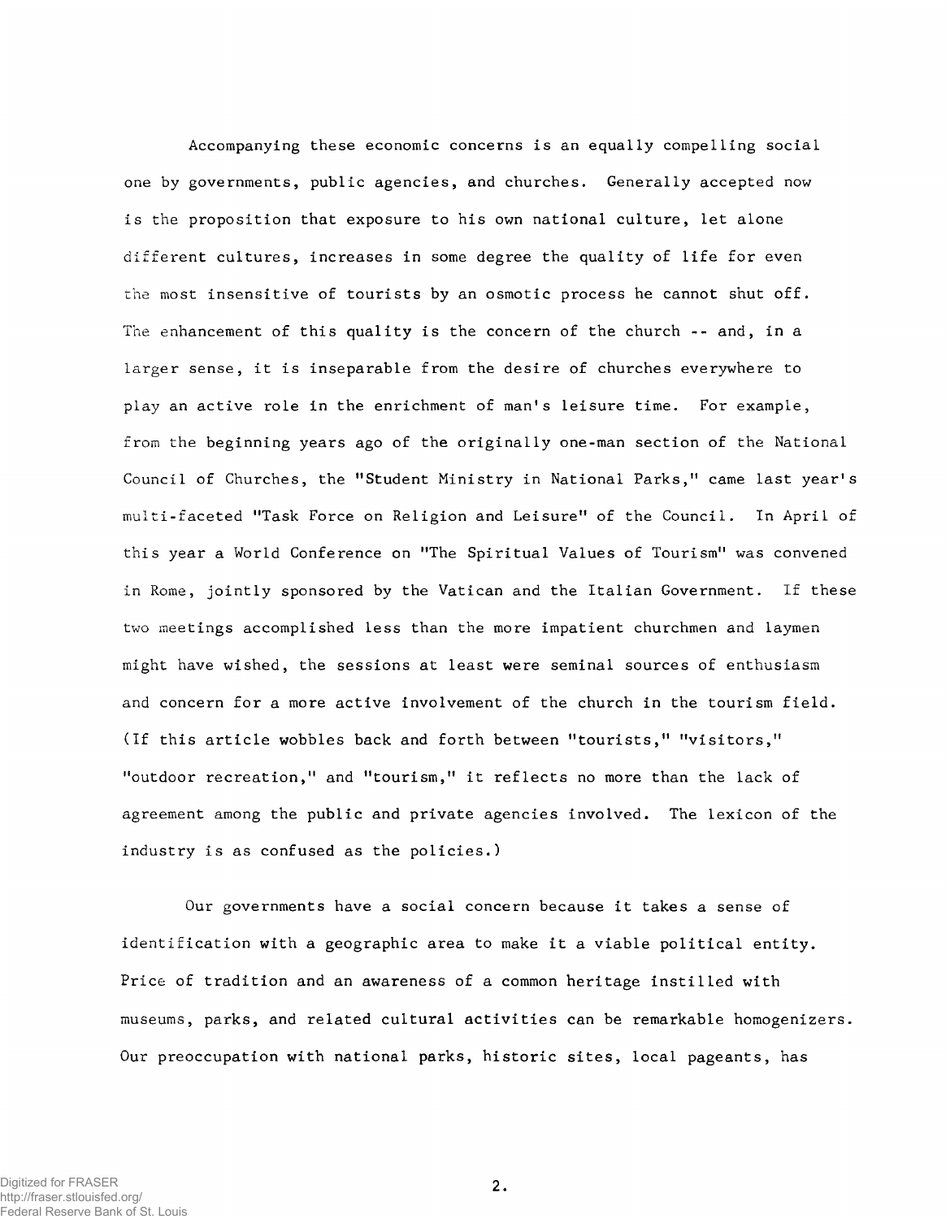Accompanying these economic concerns is an equally compelling social one by governments, public agencies, and churches. Generally accepted now is the proposition that exposure to his own national culture, let alone different cultures, increases in some degree the quality of life for even the most insensitive of tourists by an osmotic process he cannot shut off. The enhancement of this quality is the concern of the church -- and, in a larger sense, it is inseparable from the desire of churches everywhere to play an active role in the enrichment of man's leisure time. For example, from the beginning years ago of the originally one-man section of the National Council of Churches, the "Student Ministry in National Parks," came last year's multi-faceted "Task Force on Religion and Leisure" of the Council. In April of this year a World Conference on "The Spiritual Values of Tourism" was convened in Rome, jointly sponsored by the Vatican and the Italian Government. If these two meetings accomplished less than the more impatient churchmen and laymen might have wished, the sessions at least were seminal sources of enthusiasm and concern for a more active involvement of the church in the tourism field. (If this article wobbles back and forth between "tourists," "visitors," "outdoor recreation," and "tourism," it reflects no more than the lack of agreement among the public and private agencies involved. The lexicon of the industry is as confused as the policies.)

Our governments have a social concern because it takes a sense of identification with a geographic area to make it a viable political entity. Price of tradition and an awareness of a common heritage instilled with museums, parks, and related cultural activities can be remarkable homogenizers. Our preoccupation with national parks, historic sites, local pageants, has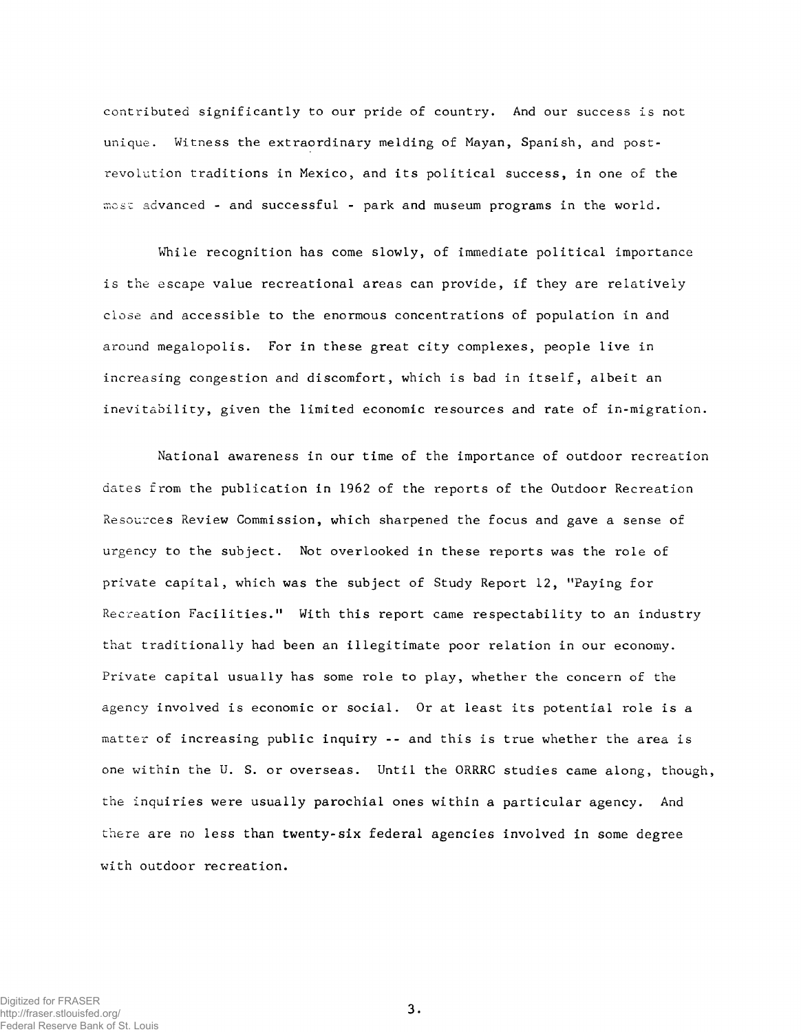contributed significantly to our pride of country. And our success is not unique. Witness the extraordinary melding of Mayan, Spanish, and post-revolution traditions in Mexico, and its political success, in one of the most advanced - and successful - park and museum programs in the world.

While recognition has come slowly, of immediate political importance is the escape value recreational areas can provide, if they are relatively close and accessible to the enormous concentrations of population in and around megalopolis. For in these great city complexes, people live in increasing congestion and discomfort, which is bad in itself, albeit an inevitability, given the limited economic resources and rate of in-migration.

National awareness in our time of the importance of outdoor recreation dates from the publication in 1962 of the reports of the Outdoor Recreation Resources Review Commission, which sharpened the focus and gave a sense of urgency to the subject. Not overlooked in these reports was the role of private capital, which was the subject of Study Report 12, "Paying for Recreation Facilities." With this report came respectability to an industry that traditionally had been an illegitimate poor relation in our economy. Private capital usually has some role to play, whether the concern of the agency involved is economic or social. Or at least its potential role is a matter of increasing public inquiry -- and this is true whether the area is one within the U. S. or overseas. Until the ORRRC studies came along, though, the inquiries were usually parochial ones within a particular agency. And there are no less than twenty-six federal agencies involved in some degree with outdoor recreation.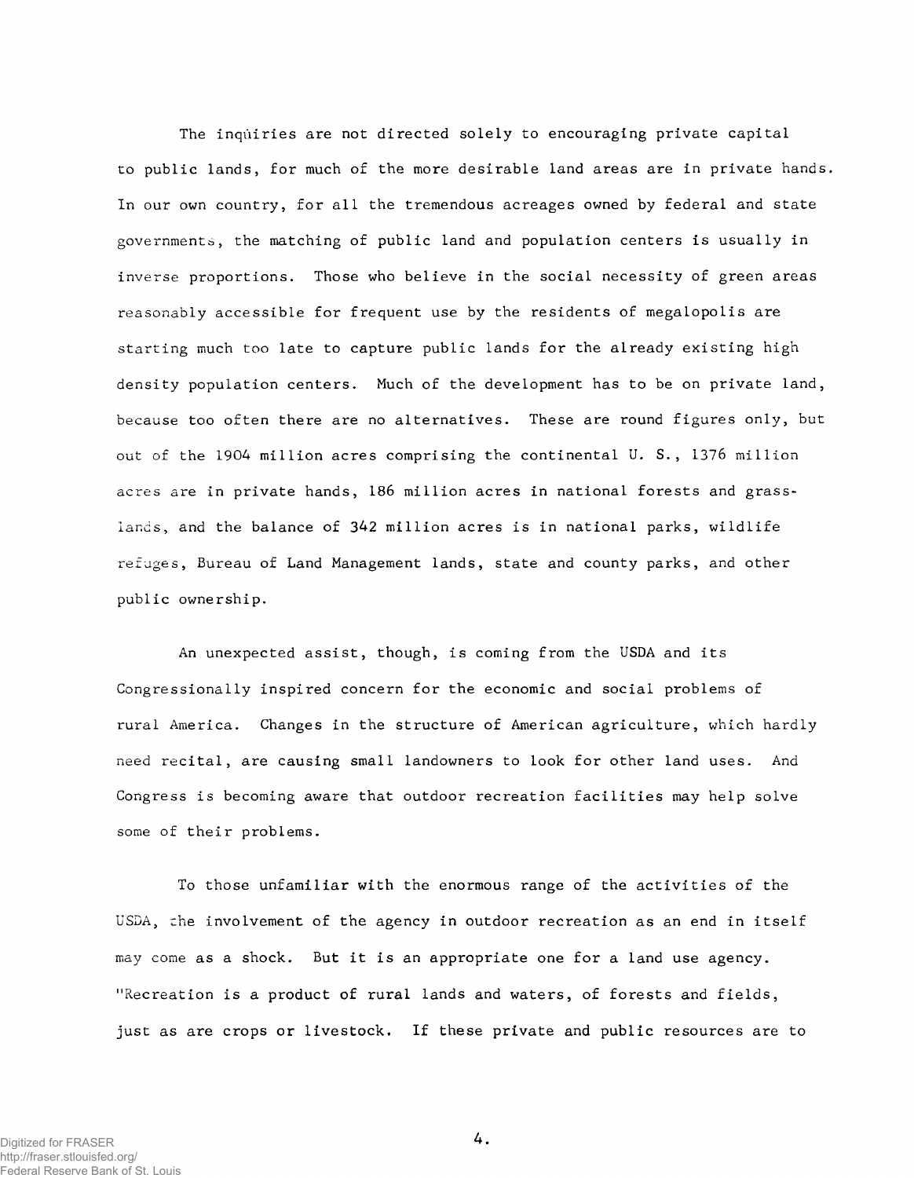The inquiries are not directed solely to encouraging private capital to public lands, for much of the more desirable land areas are in private hands. In our own country, for all the tremendous acreages owned by federal and state governments, the matching of public land and population centers is usually in inverse proportions. Those who believe in the social necessity of green areas reasonably accessible for frequent use by the residents of megalopolis are starting much too late to capture public lands for the already existing high density population centers. Much of the development has to be on private land, because too often there are no alternatives. These are round figures only, but out of the 1904 million acres comprising the continental U. S., 1376 million acres are in private hands, 186 million acres in national forests and grasslands, and the balance of 342 million acres is in national parks, wildlife refuges, Bureau of Land Management lands, state and county parks, and other public ownership.

An unexpected assist, though, is coming from the USDA and its Congressionally inspired concern for the economic and social problems of rural America. Changes in the structure of American agriculture, which hardly need recital, are causing small landowners to look for other land uses. And Congress is becoming aware that outdoor recreation facilities may help solve some of their problems.

To those unfamiliar with the enormous range of the activities of the USDA, the involvement of the agency in outdoor recreation as an end in itself may come as a shock. But it is an appropriate one for a land use agency. "Recreation is a product of rural lands and waters, of forests and fields, just as are crops or livestock. If these private and public resources are to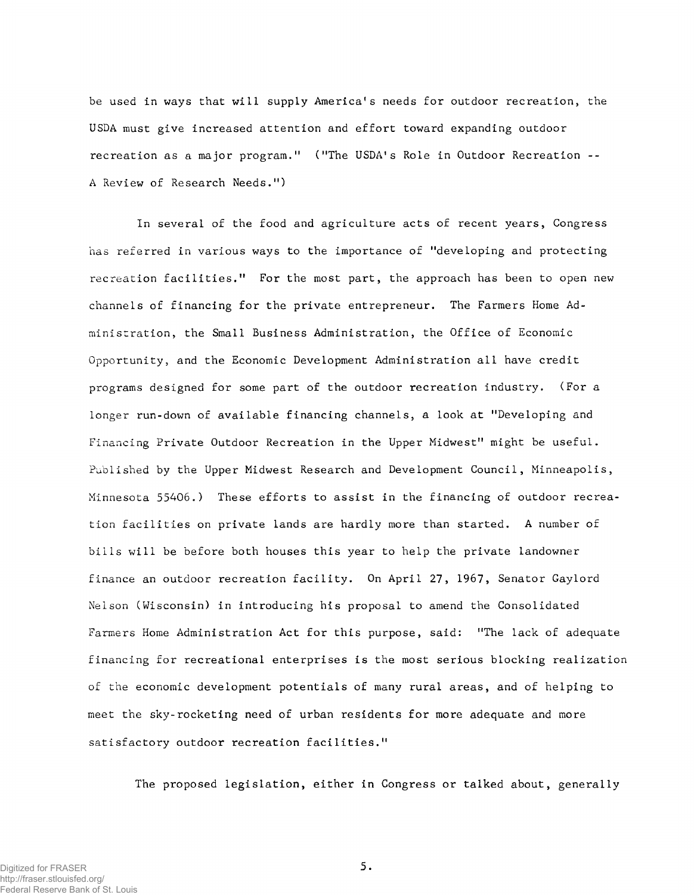be used in ways that will supply America's needs for outdoor recreation, the USDA must give increased attention and effort toward expanding outdoor recreation as a major program." ("The USDA's Role in Outdoor Recreation -- A Review of Research Needs.")

In several of the food and agriculture acts of recent years, Congress has referred in various ways to the importance of "developing and protecting recreation facilities." For the most part, the approach has been to open new channels of financing for the private entrepreneur. The Farmers Home Administration, the Small Business Administration, the Office of Economic Opportunity, and the Economic Development Administration all have credit programs designed for some part of the outdoor recreation industry. (For a longer run-down of available financing channels, a look at "Developing and Financing Private Outdoor Recreation in the Upper Midwest" might be useful. Published by the Upper Midwest Research and Development Council, Minneapolis, Minnesota 55406.) These efforts to assist in the financing of outdoor recreation facilities on private lands are hardly more than started. A number of bills will be before both houses this year to help the private landowner finance an outdoor recreation facility. On April 27, 1967, Senator Gaylord Nelson (Wisconsin) in introducing his proposal to amend the Consolidated Farmers Home Administration Act for this purpose, said: "The lack of adequate financing for recreational enterprises is the most serious blocking realization of the economic development potentials of many rural areas, and of helping to meet the sky-rocketing need of urban residents for more adequate and more satisfactory outdoor recreation facilities."

The proposed legislation, either in Congress or talked about, generally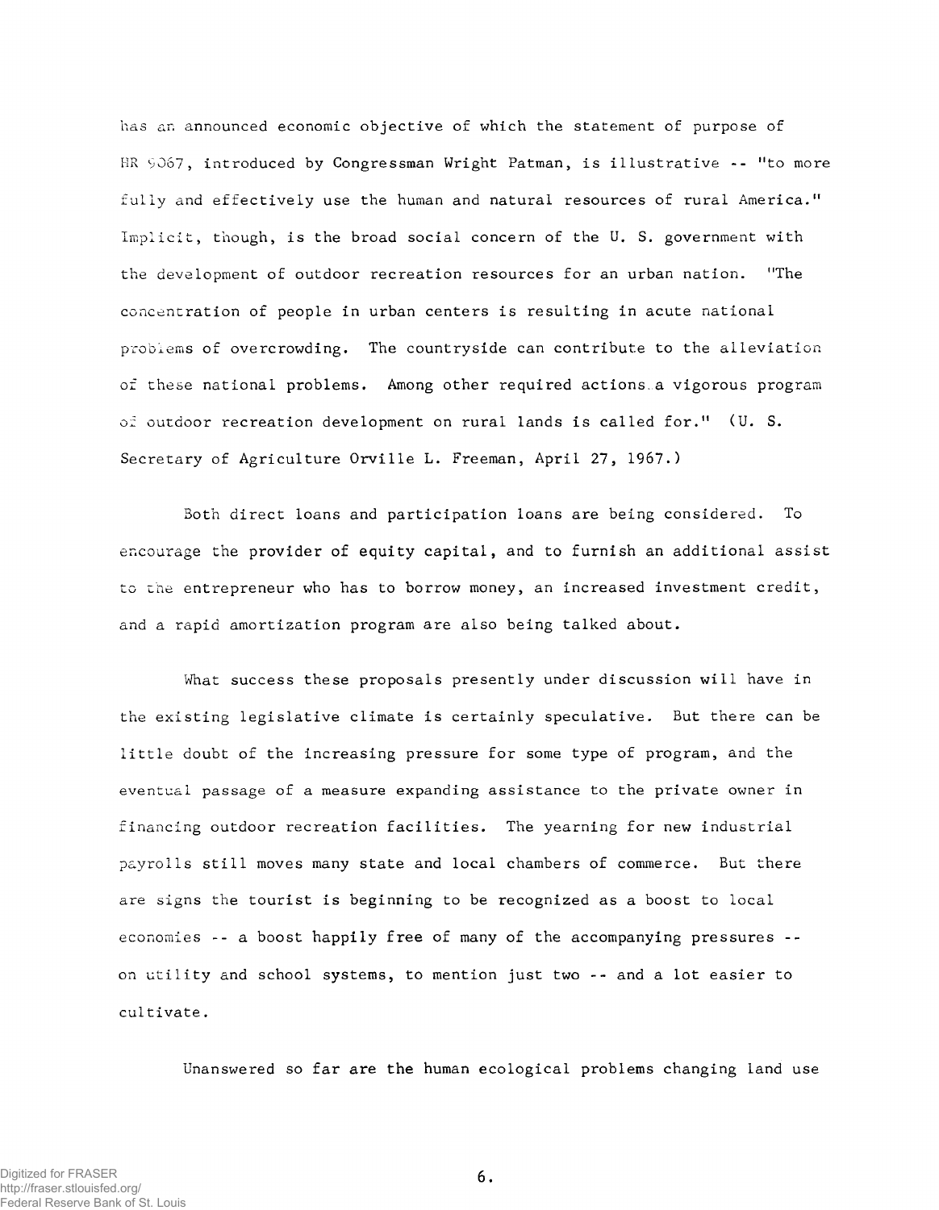has an announced economic objective of which the statement of purpose of HR 9067, introduced by Congressman Wright Patman, is illustrative -- "to more fully and effectively use the human and natural resources of rural America." Implicit, though, is the broad social concern of the U. S. government with the development of outdoor recreation resources for an urban nation. "The concentration of people in urban centers is resulting in acute national problems of overcrowding. The countryside can contribute to the alleviation of these national problems. Among other required actions a vigorous program of outdoor recreation development on rural lands is called for." (U. S. Secretary of Agriculture Orville L. Freeman, April 27, 1967.)

Both direct loans and participation loans are being considered. To encourage the provider of equity capital, and to furnish an additional assist to the entrepreneur who has to borrow money, an increased investment credit, and a rapid amortization program are also being talked about.

What success these proposals presently under discussion will have in the existing legislative climate is certainly speculative. But there can be little doubt of the increasing pressure for some type of program, and the eventual passage of a measure expanding assistance to the private owner in financing outdoor recreation facilities. The yearning for new industrial payrolls still moves many state and local chambers of commerce. But there are signs the tourist is beginning to be recognized as a boost to local economies -- a boost happily free of many of the accompanying pressures -- on utility and school systems, to mention just two -- and a lot easier to cultivate.

Unanswered so far are the human ecological problems changing land use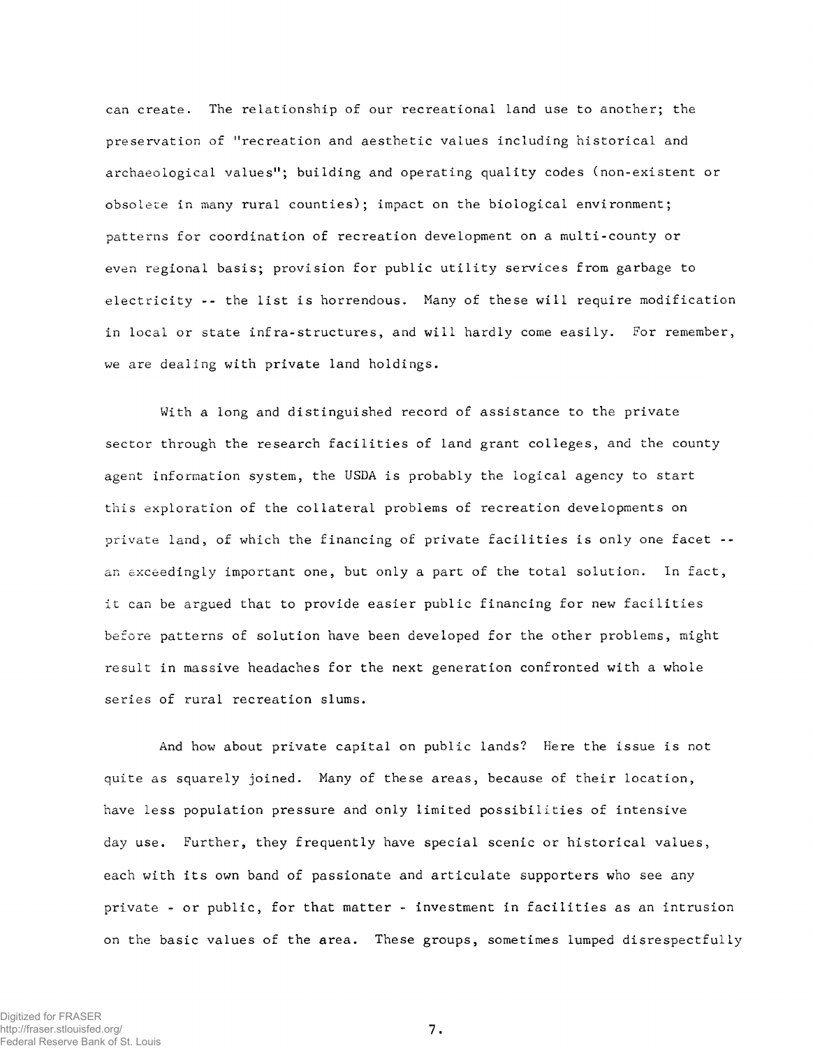can create. The relationship of our recreational land use to another; the preservation of "recreation and aesthetic values including historical and archaeological values"; building and operating quality codes (non-existent or obsolete in many rural counties); impact on the biological environment; patterns for coordination of recreation development on a multi-county or even regional basis; provision for public utility services from garbage to electricity -- the list is horrendous. Many of these will require modification in local or state infra-structures, and will hardly come easily. For remember, we are dealing with private land holdings.

With a long and distinguished record of assistance to the private sector through the research facilities of land grant colleges, and the county agent information system, the USDA is probably the logical agency to start this exploration of the collateral problems of recreation developments on private land, of which the financing of private facilities is only one facet -- an exceedingly important one, but only a part of the total solution. In fact, it can be argued that to provide easier public financing for new facilities before patterns of solution have been developed for the other problems, might result in massive headaches for the next generation confronted with a whole series of rural recreation slums.

And how about private capital on public lands? Here the issue is not quite as squarely joined. Many of these areas, because of their location, have less population pressure and only limited possibilities of intensive day use. Further, they frequently have special scenic or historical values, each with its own band of passionate and articulate supporters who see any private - or public, for that matter - investment in facilities as an intrusion on the basic values of the area. These groups, sometimes lumped disrespectfully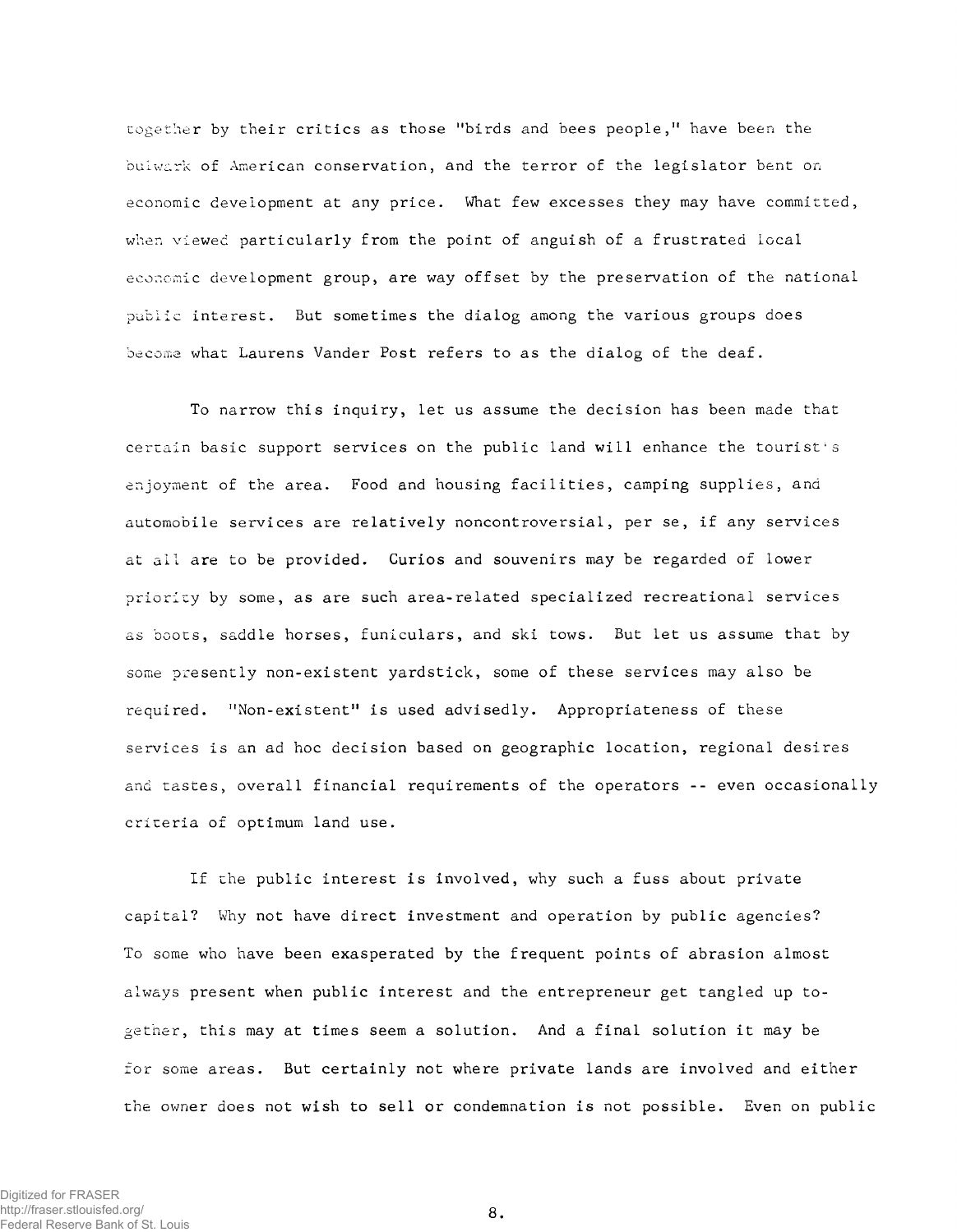together by their critics as those "birds and bees people," have been the bulwark of American conservation, and the terror of the legislator bent on economic development at any price. What few excesses they may have committed, when viewed particularly from the point of anguish of a frustrated local economic development group, are way offset by the preservation of the national public interest. But sometimes the dialog among the various groups does become what Laurens Vander Post refers to as the dialog of the deaf.

To narrow this inquiry, let us assume the decision has been made that certain basic support services on the public land will enhance the tourist's enjoyment of the area. Food and housing facilities, camping supplies, and automobile services are relatively noncontroversial, per se, if any services at all are to be provided. Curios and souvenirs may be regarded of lower priority by some, as are such area-related specialized recreational services as boots, saddle horses, funiculars, and ski tows. But let us assume that by some presently non-existent yardstick, some of these services may also be required. "Non-existent" is used advisedly. Appropriateness of these services is an ad hoc decision based on geographic location, regional desires and tastes, overall financial requirements of the operators -- even occasionally criteria of optimum land use.

If the public interest is involved, why such a fuss about private capital? Why not have direct investment and operation by public agencies? To some who have been exasperated by the frequent points of abrasion almost always present when public interest and the entrepreneur get tangled up together, this may at times seem a solution. And a final solution it may be for some areas. But certainly not where private lands are involved and either the owner does not wish to sell or condemnation is not possible. Even on public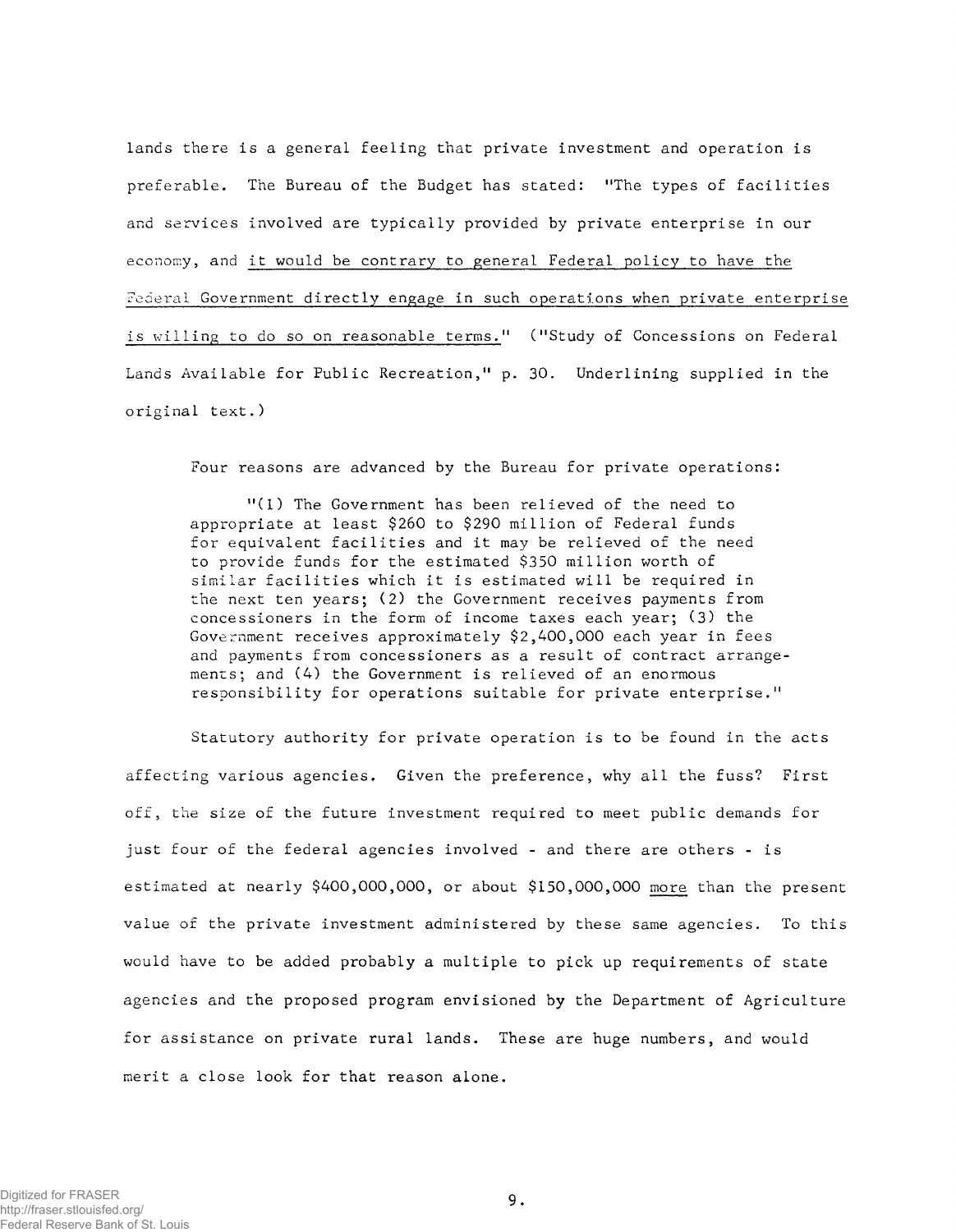lands there is a general feeling that private investment and operation is preferable. The Bureau of the Budget has stated: "The types of facilities and services involved are typically provided by private enterprise in our economy, and <u>it would be contrary to general Federal policy to have the Federal Government directly engage in such operations when private enterprise is willing to do so on reasonable terms.</u>" ("Study of Concessions on Federal Lands Available for Public Recreation," p. 30. Underlining supplied in the original text.)

Four reasons are advanced by the Bureau for private operations:

> "(1) The Government has been relieved of the need to appropriate at least $260 to $290 million of Federal funds for equivalent facilities and it may be relieved of the need to provide funds for the estimated $350 million worth of similar facilities which it is estimated will be required in the next ten years; (2) the Government receives payments from concessioners in the form of income taxes each year; (3) the Government receives approximately $2,400,000 each year in fees and payments from concessioners as a result of contract arrangements; and (4) the Government is relieved of an enormous responsibility for operations suitable for private enterprise."

Statutory authority for private operation is to be found in the acts affecting various agencies. Given the preference, why all the fuss? First off, the size of the future investment required to meet public demands for just four of the federal agencies involved - and there are others - is estimated at nearly $400,000,000, or about $150,000,000 <u>more</u> than the present value of the private investment administered by these same agencies. To this would have to be added probably a multiple to pick up requirements of state agencies and the proposed program envisioned by the Department of Agriculture for assistance on private rural lands. These are huge numbers, and would merit a close look for that reason alone.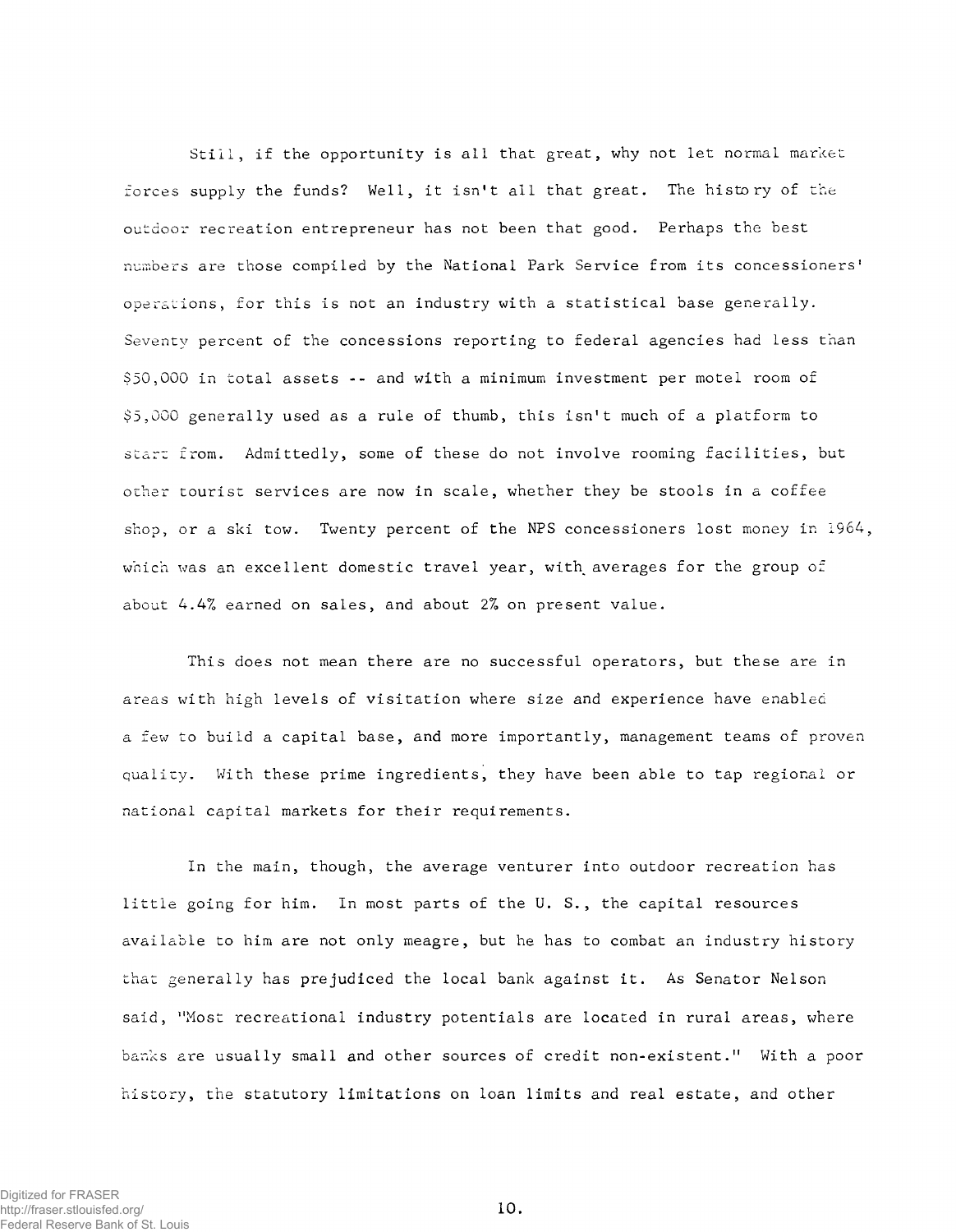Still, if the opportunity is all that great, why not let normal market forces supply the funds? Well, it isn't all that great. The history of the outdoor recreation entrepreneur has not been that good. Perhaps the best numbers are those compiled by the National Park Service from its concessioners' operations, for this is not an industry with a statistical base generally. Seventy percent of the concessions reporting to federal agencies had less than $50,000 in total assets -- and with a minimum investment per motel room of $5,000 generally used as a rule of thumb, this isn't much of a platform to start from. Admittedly, some of these do not involve rooming facilities, but other tourist services are now in scale, whether they be stools in a coffee shop, or a ski tow. Twenty percent of the NPS concessioners lost money in 1964, which was an excellent domestic travel year, with averages for the group of about 4.4% earned on sales, and about 2% on present value.

This does not mean there are no successful operators, but these are in areas with high levels of visitation where size and experience have enabled a few to build a capital base, and more importantly, management teams of proven quality. With these prime ingredients, they have been able to tap regional or national capital markets for their requirements.

In the main, though, the average venturer into outdoor recreation has little going for him. In most parts of the U. S., the capital resources available to him are not only meagre, but he has to combat an industry history that generally has prejudiced the local bank against it. As Senator Nelson said, "Most recreational industry potentials are located in rural areas, where banks are usually small and other sources of credit non-existent." With a poor history, the statutory limitations on loan limits and real estate, and other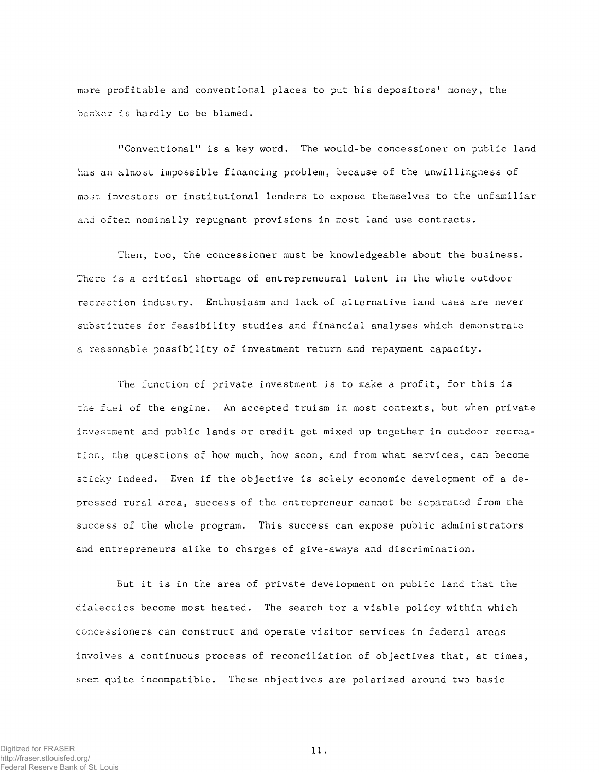more profitable and conventional places to put his depositors' money, the banker is hardly to be blamed.

"Conventional" is a key word. The would-be concessioner on public land has an almost impossible financing problem, because of the unwillingness of most investors or institutional lenders to expose themselves to the unfamiliar and often nominally repugnant provisions in most land use contracts.

Then, too, the concessioner must be knowledgeable about the business. There is a critical shortage of entrepreneural talent in the whole outdoor recreation industry. Enthusiasm and lack of alternative land uses are never substitutes for feasibility studies and financial analyses which demonstrate a reasonable possibility of investment return and repayment capacity.

The function of private investment is to make a profit, for this is the fuel of the engine. An accepted truism in most contexts, but when private investment and public lands or credit get mixed up together in outdoor recreation, the questions of how much, how soon, and from what services, can become sticky indeed. Even if the objective is solely economic development of a depressed rural area, success of the entrepreneur cannot be separated from the success of the whole program. This success can expose public administrators and entrepreneurs alike to charges of give-aways and discrimination.

But it is in the area of private development on public land that the dialectics become most heated. The search for a viable policy within which concessioners can construct and operate visitor services in federal areas involves a continuous process of reconciliation of objectives that, at times, seem quite incompatible. These objectives are polarized around two basic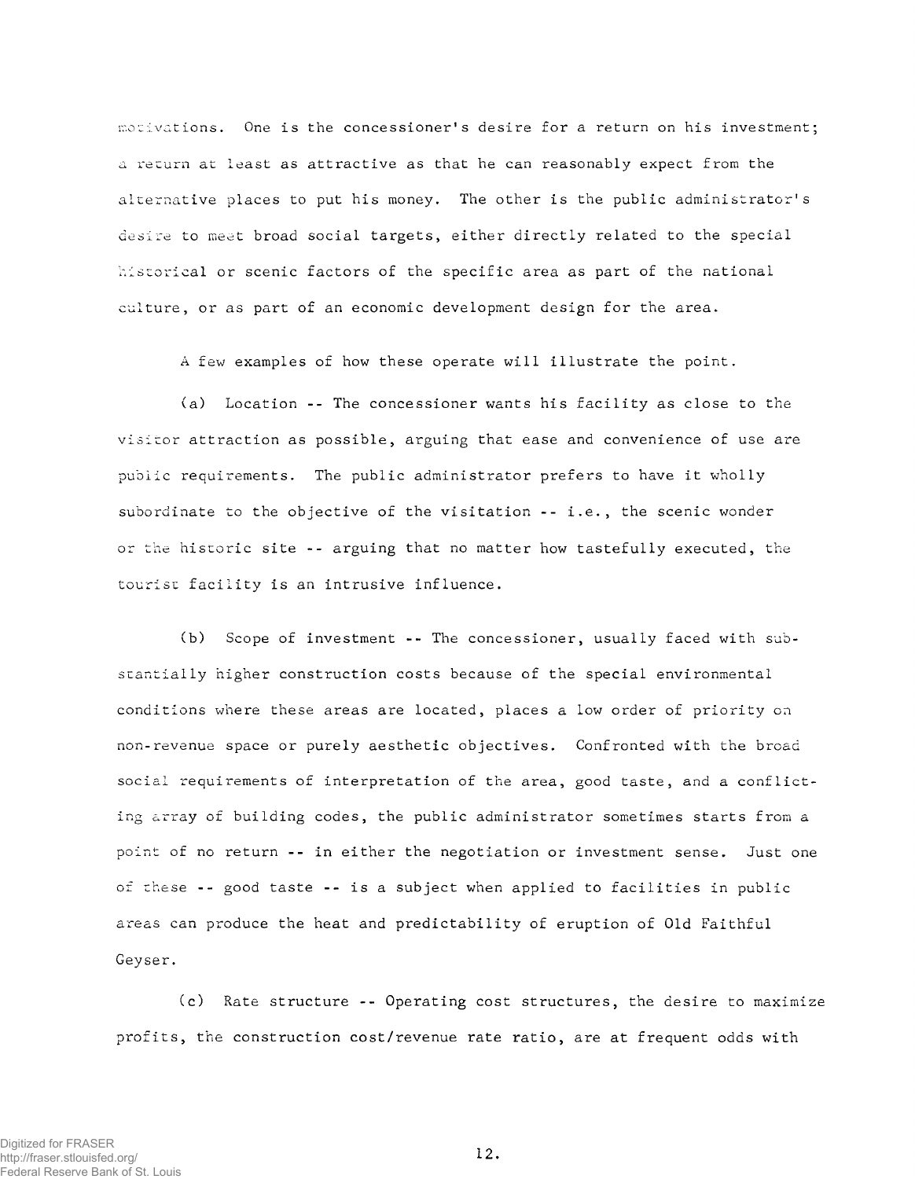motivations. One is the concessioner's desire for a return on his investment; a return at least as attractive as that he can reasonably expect from the alternative places to put his money. The other is the public administrator's desire to meet broad social targets, either directly related to the special historical or scenic factors of the specific area as part of the national culture, or as part of an economic development design for the area.

A few examples of how these operate will illustrate the point.

(a) Location -- The concessioner wants his facility as close to the visitor attraction as possible, arguing that ease and convenience of use are public requirements. The public administrator prefers to have it wholly subordinate to the objective of the visitation -- i.e., the scenic wonder or the historic site -- arguing that no matter how tastefully executed, the tourist facility is an intrusive influence.

(b) Scope of investment -- The concessioner, usually faced with substantially higher construction costs because of the special environmental conditions where these areas are located, places a low order of priority on non-revenue space or purely aesthetic objectives. Confronted with the broad social requirements of interpretation of the area, good taste, and a conflicting array of building codes, the public administrator sometimes starts from a point of no return -- in either the negotiation or investment sense. Just one of these -- good taste -- is a subject when applied to facilities in public areas can produce the heat and predictability of eruption of Old Faithful Geyser.

(c) Rate structure -- Operating cost structures, the desire to maximize profits, the construction cost/revenue rate ratio, are at frequent odds with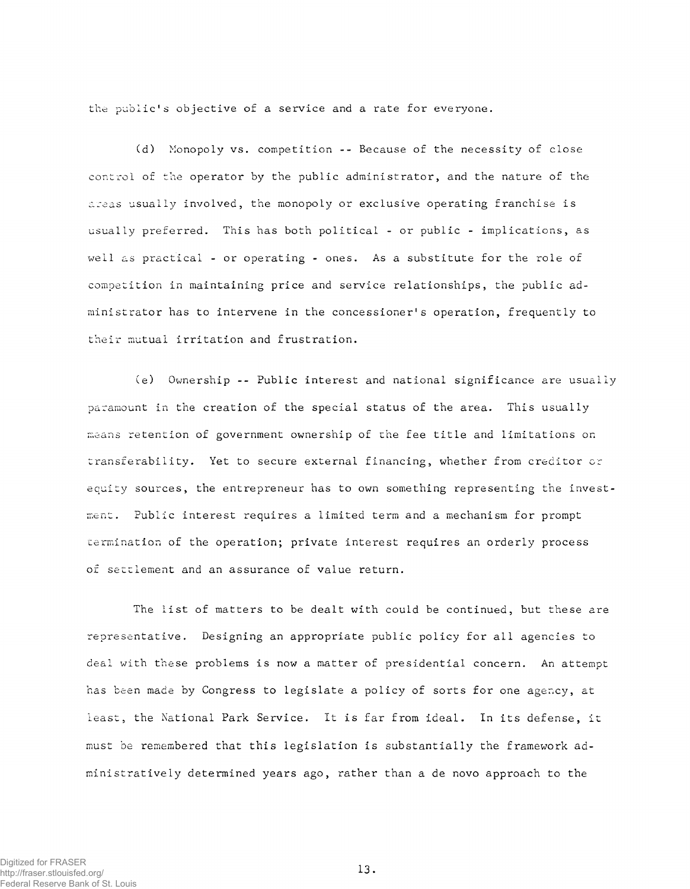the public's objective of a service and a rate for everyone.

(d) Monopoly vs. competition -- Because of the necessity of close control of the operator by the public administrator, and the nature of the areas usually involved, the monopoly or exclusive operating franchise is usually preferred. This has both political - or public - implications, as well as practical - or operating - ones. As a substitute for the role of competition in maintaining price and service relationships, the public administrator has to intervene in the concessioner's operation, frequently to their mutual irritation and frustration.

(e) Ownership -- Public interest and national significance are usually paramount in the creation of the special status of the area. This usually means retention of government ownership of the fee title and limitations on transferability. Yet to secure external financing, whether from creditor or equity sources, the entrepreneur has to own something representing the investment. Public interest requires a limited term and a mechanism for prompt termination of the operation; private interest requires an orderly process of settlement and an assurance of value return.

The list of matters to be dealt with could be continued, but these are representative. Designing an appropriate public policy for all agencies to deal with these problems is now a matter of presidential concern. An attempt has been made by Congress to legislate a policy of sorts for one agency, at least, the National Park Service. It is far from ideal. In its defense, it must be remembered that this legislation is substantially the framework administratively determined years ago, rather than a de novo approach to the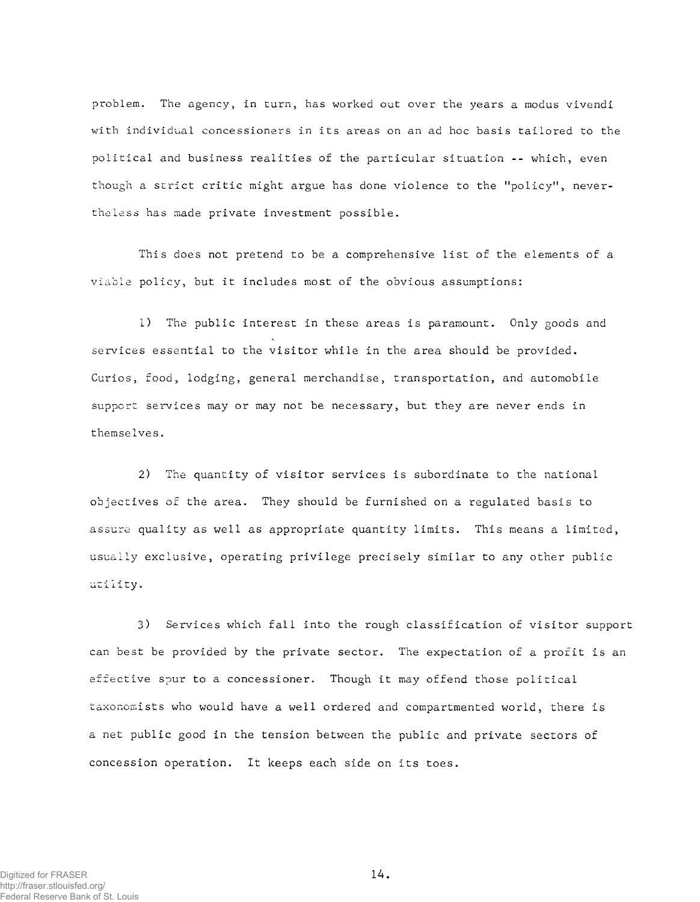problem. The agency, in turn, has worked out over the years a modus vivendi with individual concessioners in its areas on an ad hoc basis tailored to the political and business realities of the particular situation -- which, even though a strict critic might argue has done violence to the "policy", nevertheless has made private investment possible.

This does not pretend to be a comprehensive list of the elements of a viable policy, but it includes most of the obvious assumptions:

1) The public interest in these areas is paramount. Only goods and services essential to the visitor while in the area should be provided. Curios, food, lodging, general merchandise, transportation, and automobile support services may or may not be necessary, but they are never ends in themselves.

2) The quantity of visitor services is subordinate to the national objectives of the area. They should be furnished on a regulated basis to assure quality as well as appropriate quantity limits. This means a limited, usually exclusive, operating privilege precisely similar to any other public utility.

3) Services which fall into the rough classification of visitor support can best be provided by the private sector. The expectation of a profit is an effective spur to a concessioner. Though it may offend those political taxonomists who would have a well ordered and compartmented world, there is a net public good in the tension between the public and private sectors of concession operation. It keeps each side on its toes.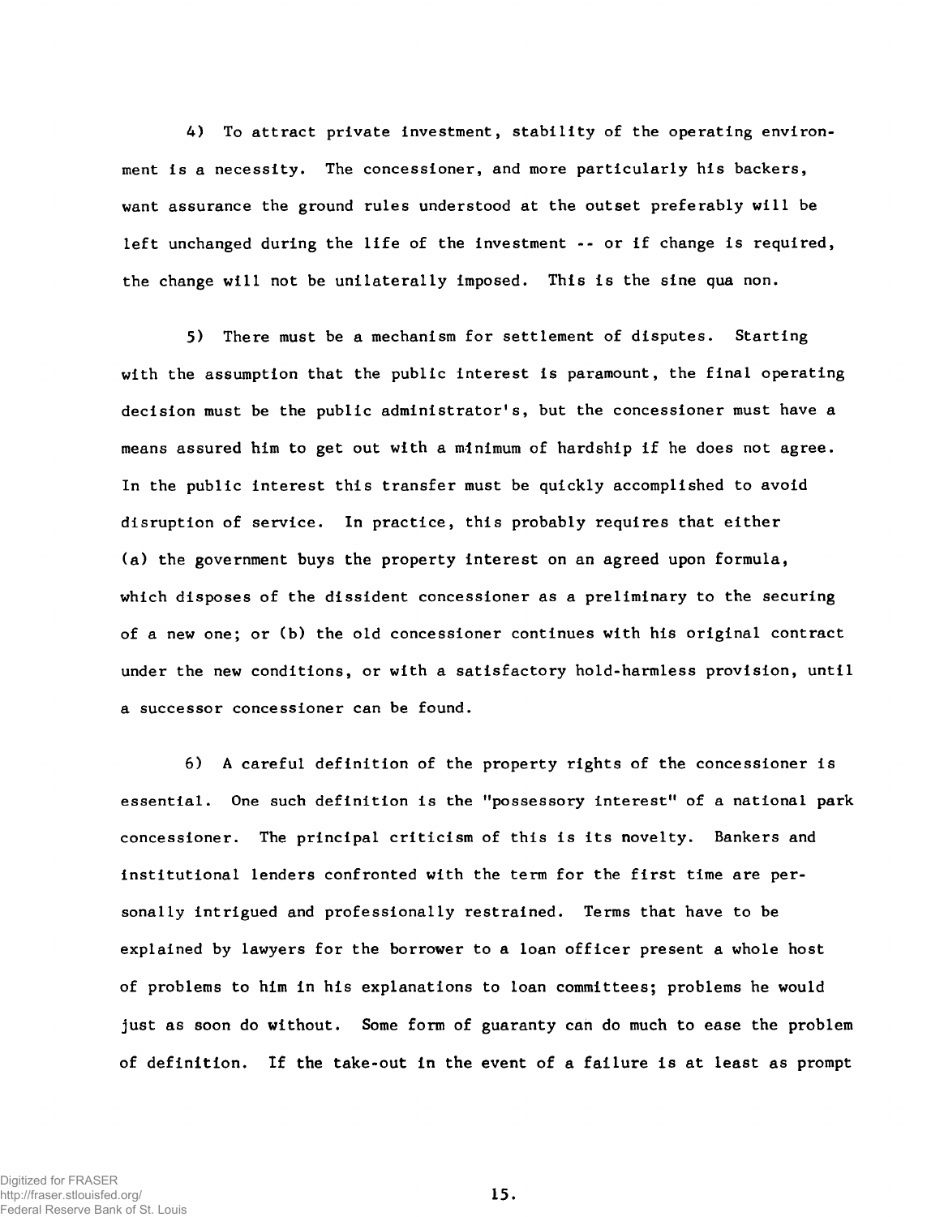4) To attract private investment, stability of the operating environment is a necessity. The concessioner, and more particularly his backers, want assurance the ground rules understood at the outset preferably will be left unchanged during the life of the investment -- or if change is required, the change will not be unilaterally imposed. This is the sine qua non.

5) There must be a mechanism for settlement of disputes. Starting with the assumption that the public interest is paramount, the final operating decision must be the public administrator's, but the concessioner must have a means assured him to get out with a minimum of hardship if he does not agree. In the public interest this transfer must be quickly accomplished to avoid disruption of service. In practice, this probably requires that either (a) the government buys the property interest on an agreed upon formula, which disposes of the dissident concessioner as a preliminary to the securing of a new one; or (b) the old concessioner continues with his original contract under the new conditions, or with a satisfactory hold-harmless provision, until a successor concessioner can be found.

6) A careful definition of the property rights of the concessioner is essential. One such definition is the "possessory interest" of a national park concessioner. The principal criticism of this is its novelty. Bankers and institutional lenders confronted with the term for the first time are personally intrigued and professionally restrained. Terms that have to be explained by lawyers for the borrower to a loan officer present a whole host of problems to him in his explanations to loan committees; problems he would just as soon do without. Some form of guaranty can do much to ease the problem of definition. If the take-out in the event of a failure is at least as prompt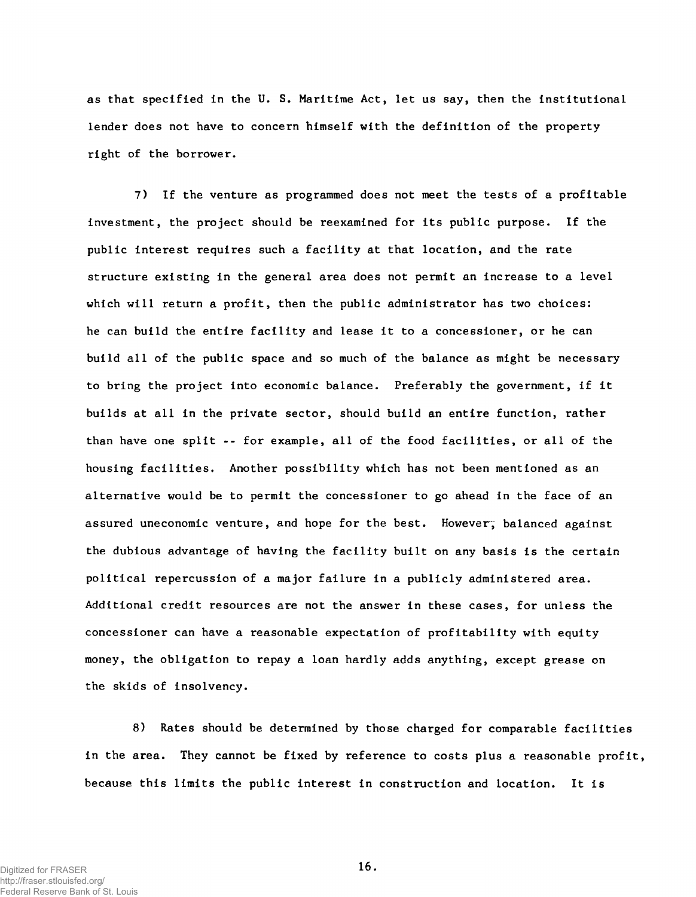as that specified in the U. S. Maritime Act, let us say, then the institutional lender does not have to concern himself with the definition of the property right of the borrower.

7) If the venture as programmed does not meet the tests of a profitable investment, the project should be reexamined for its public purpose. If the public interest requires such a facility at that location, and the rate structure existing in the general area does not permit an increase to a level which will return a profit, then the public administrator has two choices: he can build the entire facility and lease it to a concessioner, or he can build all of the public space and so much of the balance as might be necessary to bring the project into economic balance. Preferably the government, if it builds at all in the private sector, should build an entire function, rather than have one split -- for example, all of the food facilities, or all of the housing facilities. Another possibility which has not been mentioned as an alternative would be to permit the concessioner to go ahead in the face of an assured uneconomic venture, and hope for the best. However, balanced against the dubious advantage of having the facility built on any basis is the certain political repercussion of a major failure in a publicly administered area. Additional credit resources are not the answer in these cases, for unless the concessioner can have a reasonable expectation of profitability with equity money, the obligation to repay a loan hardly adds anything, except grease on the skids of insolvency.

8) Rates should be determined by those charged for comparable facilities in the area. They cannot be fixed by reference to costs plus a reasonable profit, because this limits the public interest in construction and location. It is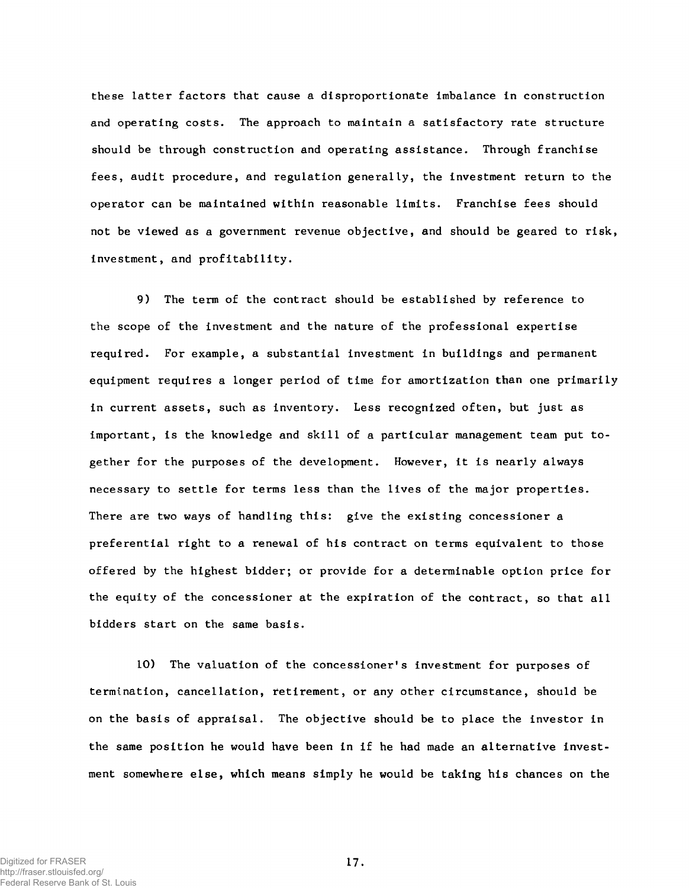these latter factors that cause a disproportionate imbalance in construction and operating costs. The approach to maintain a satisfactory rate structure should be through construction and operating assistance. Through franchise fees, audit procedure, and regulation generally, the investment return to the operator can be maintained within reasonable limits. Franchise fees should not be viewed as a government revenue objective, and should be geared to risk, investment, and profitability.

9) The term of the contract should be established by reference to the scope of the investment and the nature of the professional expertise required. For example, a substantial investment in buildings and permanent equipment requires a longer period of time for amortization than one primarily in current assets, such as inventory. Less recognized often, but just as important, is the knowledge and skill of a particular management team put together for the purposes of the development. However, it is nearly always necessary to settle for terms less than the lives of the major properties. There are two ways of handling this: give the existing concessioner a preferential right to a renewal of his contract on terms equivalent to those offered by the highest bidder; or provide for a determinable option price for the equity of the concessioner at the expiration of the contract, so that all bidders start on the same basis.

10) The valuation of the concessioner's investment for purposes of termination, cancellation, retirement, or any other circumstance, should be on the basis of appraisal. The objective should be to place the investor in the same position he would have been in if he had made an alternative investment somewhere else, which means simply he would be taking his chances on the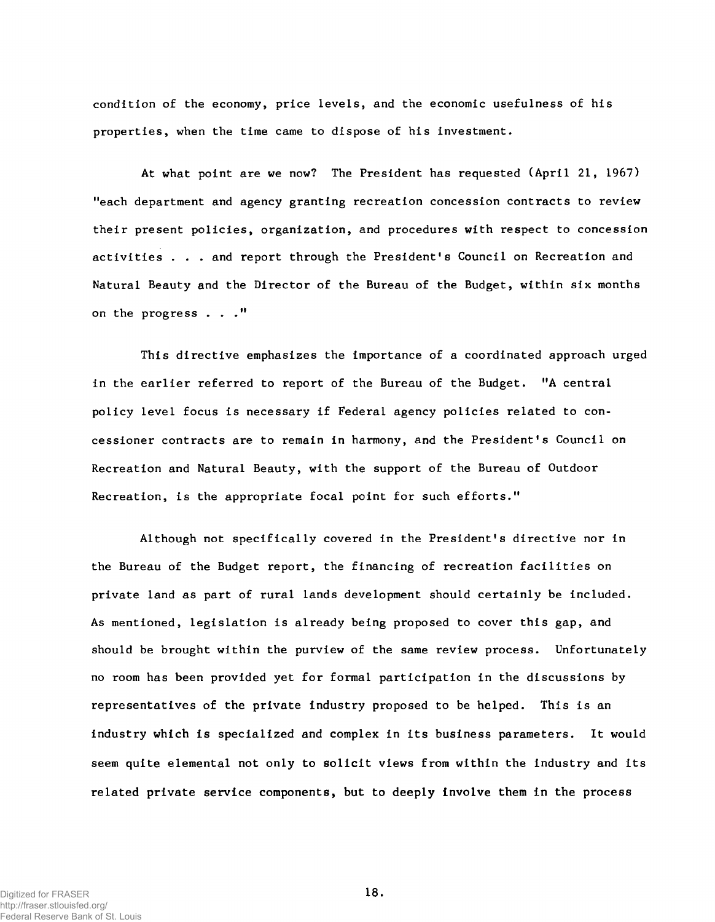condition of the economy, price levels, and the economic usefulness of his properties, when the time came to dispose of his investment.

At what point are we now? The President has requested (April 21, 1967) "each department and agency granting recreation concession contracts to review their present policies, organization, and procedures with respect to concession activities . . . and report through the President's Council on Recreation and Natural Beauty and the Director of the Bureau of the Budget, within six months on the progress . . ."

This directive emphasizes the importance of a coordinated approach urged in the earlier referred to report of the Bureau of the Budget. "A central policy level focus is necessary if Federal agency policies related to concessioner contracts are to remain in harmony, and the President's Council on Recreation and Natural Beauty, with the support of the Bureau of Outdoor Recreation, is the appropriate focal point for such efforts."

Although not specifically covered in the President's directive nor in the Bureau of the Budget report, the financing of recreation facilities on private land as part of rural lands development should certainly be included. As mentioned, legislation is already being proposed to cover this gap, and should be brought within the purview of the same review process. Unfortunately no room has been provided yet for formal participation in the discussions by representatives of the private industry proposed to be helped. This is an industry which is specialized and complex in its business parameters. It would seem quite elemental not only to solicit views from within the industry and its related private service components, but to deeply involve them in the process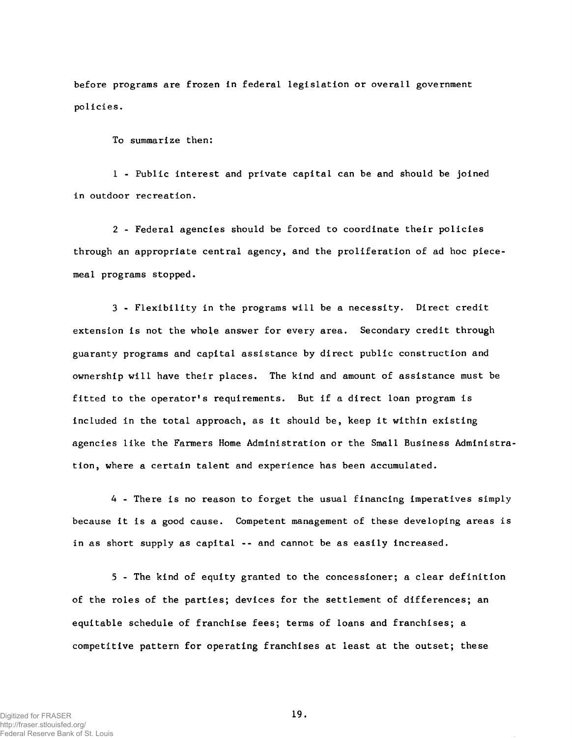before programs are frozen in federal legislation or overall government policies.

To summarize then:

1 - Public interest and private capital can be and should be joined in outdoor recreation.

2 - Federal agencies should be forced to coordinate their policies through an appropriate central agency, and the proliferation of ad hoc piecemeal programs stopped.

3 - Flexibility in the programs will be a necessity. Direct credit extension is not the whole answer for every area. Secondary credit through guaranty programs and capital assistance by direct public construction and ownership will have their places. The kind and amount of assistance must be fitted to the operator's requirements. But if a direct loan program is included in the total approach, as it should be, keep it within existing agencies like the Farmers Home Administration or the Small Business Administration, where a certain talent and experience has been accumulated.

4 - There is no reason to forget the usual financing imperatives simply because it is a good cause. Competent management of these developing areas is in as short supply as capital -- and cannot be as easily increased.

5 - The kind of equity granted to the concessioner; a clear definition of the roles of the parties; devices for the settlement of differences; an equitable schedule of franchise fees; terms of loans and franchises; a competitive pattern for operating franchises at least at the outset; these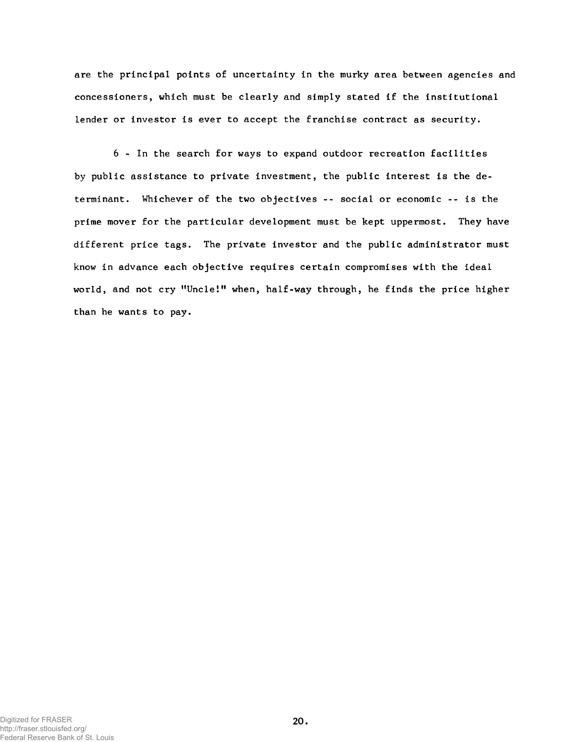are the principal points of uncertainty in the murky area between agencies and concessioners, which must be clearly and simply stated if the institutional lender or investor is ever to accept the franchise contract as security.

6 - In the search for ways to expand outdoor recreation facilities by public assistance to private investment, the public interest is the determinant. Whichever of the two objectives -- social or economic -- is the prime mover for the particular development must be kept uppermost. They have different price tags. The private investor and the public administrator must know in advance each objective requires certain compromises with the ideal world, and not cry "Uncle!" when, half-way through, he finds the price higher than he wants to pay.